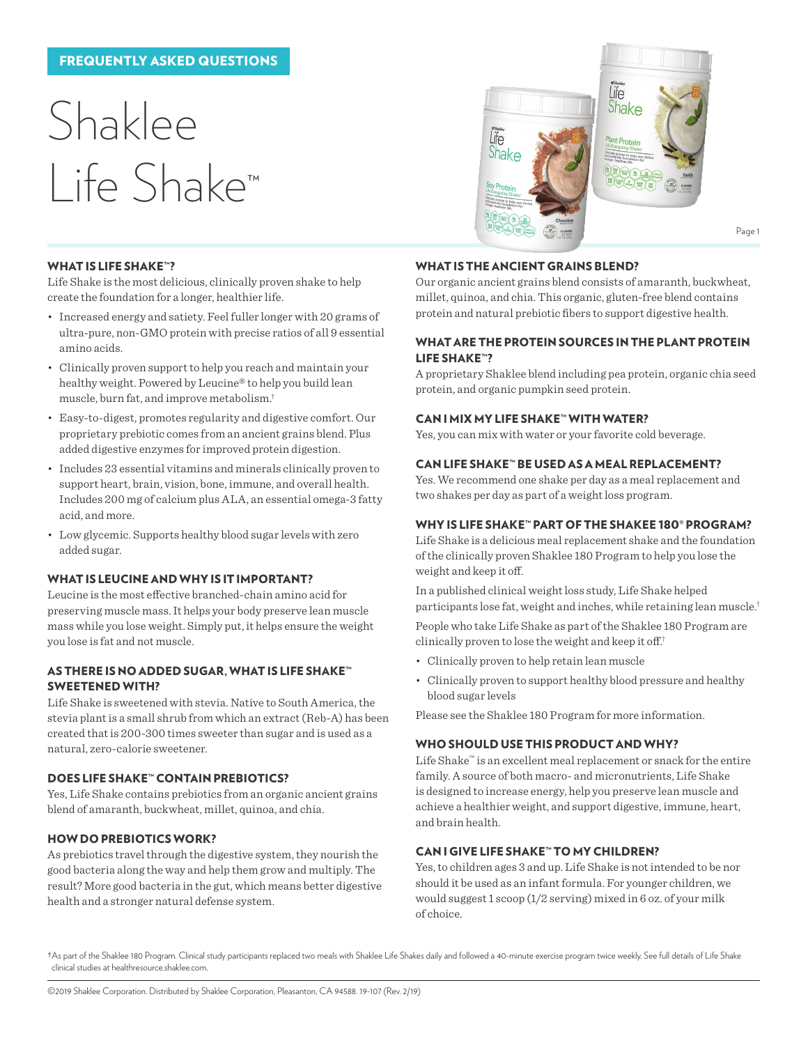FREQUENTLY ASKED QUESTIONS

# Shaklee Life Shake™

### WHAT IS LIFE SHAKE™?

Life Shake is the most delicious, clinically proven shake to help create the foundation for a longer, healthier life.

- Increased energy and satiety. Feel fuller longer with 20 grams of ultra-pure, non-GMO protein with precise ratios of all 9 essential amino acids.
- Clinically proven support to help you reach and maintain your healthy weight. Powered by Leucine® to help you build lean muscle, burn fat, and improve metabolism.†
- Easy-to-digest, promotes regularity and digestive comfort. Our proprietary prebiotic comes from an ancient grains blend. Plus added digestive enzymes for improved protein digestion.
- Includes 23 essential vitamins and minerals clinically proven to support heart, brain, vision, bone, immune, and overall health. Includes 200 mg of calcium plus ALA, an essential omega-3 fatty acid, and more.
- Low glycemic. Supports healthy blood sugar levels with zero added sugar.

### WHAT IS LEUCINE AND WHY IS IT IMPORTANT?

Leucine is the most effective branched-chain amino acid for preserving muscle mass. It helps your body preserve lean muscle mass while you lose weight. Simply put, it helps ensure the weight you lose is fat and not muscle.

### AS THERE IS NO ADDED SUGAR, WHAT IS LIFE SHAKE™ SWEETENED WITH?

Life Shake is sweetened with stevia. Native to South America, the stevia plant is a small shrub from which an extract (Reb-A) has been created that is 200-300 times sweeter than sugar and is used as a natural, zero-calorie sweetener.

### DOES LIFE SHAKE™ CONTAIN PREBIOTICS?

Yes, Life Shake contains prebiotics from an organic ancient grains blend of amaranth, buckwheat, millet, quinoa, and chia.

### HOW DO PREBIOTICS WORK?

As prebiotics travel through the digestive system, they nourish the good bacteria along the way and help them grow and multiply. The result? More good bacteria in the gut, which means better digestive health and a stronger natural defense system.

### WHAT IS THE ANCIENT GRAINS BLEND?

Our organic ancient grains blend consists of amaranth, buckwheat, millet, quinoa, and chia. This organic, gluten-free blend contains protein and natural prebiotic fibers to support digestive health.

### WHAT ARE THE PROTEIN SOURCES IN THE PLANT PROTEIN LIFE SHAKE™?

A proprietary Shaklee blend including pea protein, organic chia seed protein, and organic pumpkin seed protein.

### CAN I MIX MY LIFE SHAKE™ WITH WATER?

Yes, you can mix with water or your favorite cold beverage.

### CAN LIFE SHAKE™ BE USED AS A MEAL REPLACEMENT?

Yes. We recommend one shake per day as a meal replacement and two shakes per day as part of a weight loss program.

### WHY IS LIFE SHAKE™ PART OF THE SHAKEE 180® PROGRAM?

Life Shake is a delicious meal replacement shake and the foundation of the clinically proven Shaklee 180 Program to help you lose the weight and keep it off.

In a published clinical weight loss study, Life Shake helped participants lose fat, weight and inches, while retaining lean muscle.†

People who take Life Shake as part of the Shaklee 180 Program are clinically proven to lose the weight and keep it off.†

- Clinically proven to help retain lean muscle
- Clinically proven to support healthy blood pressure and healthy blood sugar levels

Please see the Shaklee 180 Program for more information.

### WHO SHOULD USE THIS PRODUCT AND WHY?

Life Shake™ is an excellent meal replacement or snack for the entire family. A source of both macro- and micronutrients, Life Shake is designed to increase energy, help you preserve lean muscle and achieve a healthier weight, and support digestive, immune, heart, and brain health.

### CAN I GIVE LIFE SHAKE™ TO MY CHILDREN?

Yes, to children ages 3 and up. Life Shake is not intended to be nor should it be used as an infant formula. For younger children, we would suggest 1 scoop (1/2 serving) mixed in 6 oz. of your milk of choice.

†As part of the Shaklee 180 Program. Clinical study participants replaced two meals with Shaklee Life Shakes daily and followed a 40-minute exercise program twice weekly. See full details of Life Shake clinical studies at healthresource.shaklee.com.

©2019 Shaklee Corporation. Distributed by Shaklee Corporation, Pleasanton, CA 94588. 19-107 (Rev. 2/19)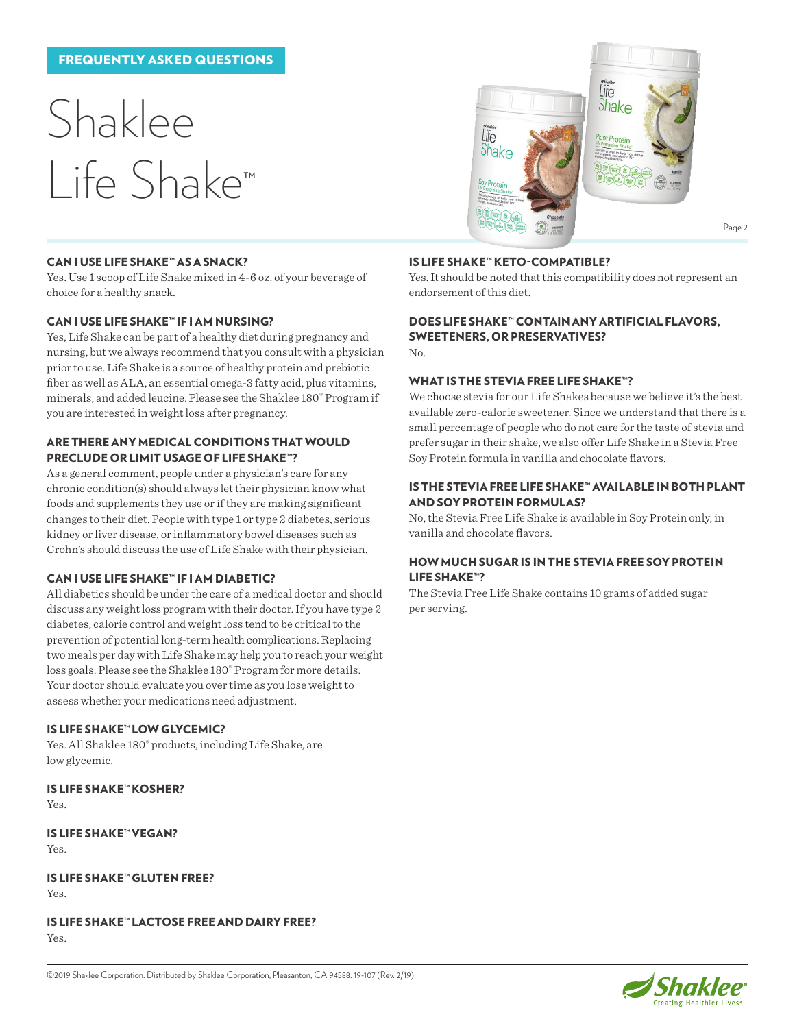FREQUENTLY ASKED QUESTIONS

# Shaklee Life Shake™

### CAN I USE LIFE SHAKE™ AS A SNACK?

Yes. Use 1 scoop of Life Shake mixed in 4-6 oz. of your beverage of choice for a healthy snack.

### CAN I USE LIFE SHAKE™ IF I AM NURSING?

Yes, Life Shake can be part of a healthy diet during pregnancy and nursing, but we always recommend that you consult with a physician prior to use. Life Shake is a source of healthy protein and prebiotic fiber as well as ALA, an essential omega-3 fatty acid, plus vitamins, minerals, and added leucine. Please see the Shaklee 180® Program if you are interested in weight loss after pregnancy.

### ARE THERE ANY MEDICAL CONDITIONS THAT WOULD PRECLUDE OR LIMIT USAGE OF LIFE SHAKE™?

As a general comment, people under a physician's care for any chronic condition(s) should always let their physician know what foods and supplements they use or if they are making significant changes to their diet. People with type 1 or type 2 diabetes, serious kidney or liver disease, or inflammatory bowel diseases such as Crohn's should discuss the use of Life Shake with their physician.

### CAN I USE LIFE SHAKE™ IF I AM DIABETIC?

All diabetics should be under the care of a medical doctor and should discuss any weight loss program with their doctor. If you have type 2 diabetes, calorie control and weight loss tend to be critical to the prevention of potential long-term health complications. Replacing two meals per day with Life Shake may help you to reach your weight loss goals. Please see the Shaklee 180® Program for more details. Your doctor should evaluate you over time as you lose weight to assess whether your medications need adjustment.

### IS LIFE SHAKE™ LOW GLYCEMIC?

Yes. All Shaklee 180® products, including Life Shake, are low glycemic.

### IS LIFE SHAKE™ KOSHER?

Yes.

### IS LIFE SHAKE™ VEGAN?

Yes.

### IS LIFE SHAKE™ GLUTEN FREE?

Yes.

### IS LIFE SHAKE™ LACTOSE FREE AND DAIRY FREE?

Yes.

### IS LIFE SHAKE™ KETO-COMPATIBLE?

Yes. It should be noted that this compatibility does not represent an endorsement of this diet.

### DOES LIFE SHAKE™ CONTAIN ANY ARTIFICIAL FLAVORS, SWEETENERS, OR PRESERVATIVES?

No.

### WHAT IS THE STEVIA FREE LIFE SHAKE™?

We choose stevia for our Life Shakes because we believe it's the best available zero-calorie sweetener. Since we understand that there is a small percentage of people who do not care for the taste of stevia and prefer sugar in their shake, we also offer Life Shake in a Stevia Free Soy Protein formula in vanilla and chocolate flavors.

### IS THE STEVIA FREE LIFE SHAKE™ AVAILABLE IN BOTH PLANT AND SOY PROTEIN FORMULAS?

No, the Stevia Free Life Shake is available in Soy Protein only, in vanilla and chocolate flavors.

### HOW MUCH SUGAR IS IN THE STEVIA FREE SOY PROTEIN LIFE SHAKE™?

The Stevia Free Life Shake contains 10 grams of added sugar per serving.

©2019 Shaklee Corporation. Distributed by Shaklee Corporation, Pleasanton, CA 94588. 19-107 (Rev. 2/19)

Shaklee® Creating Healthier Lives®